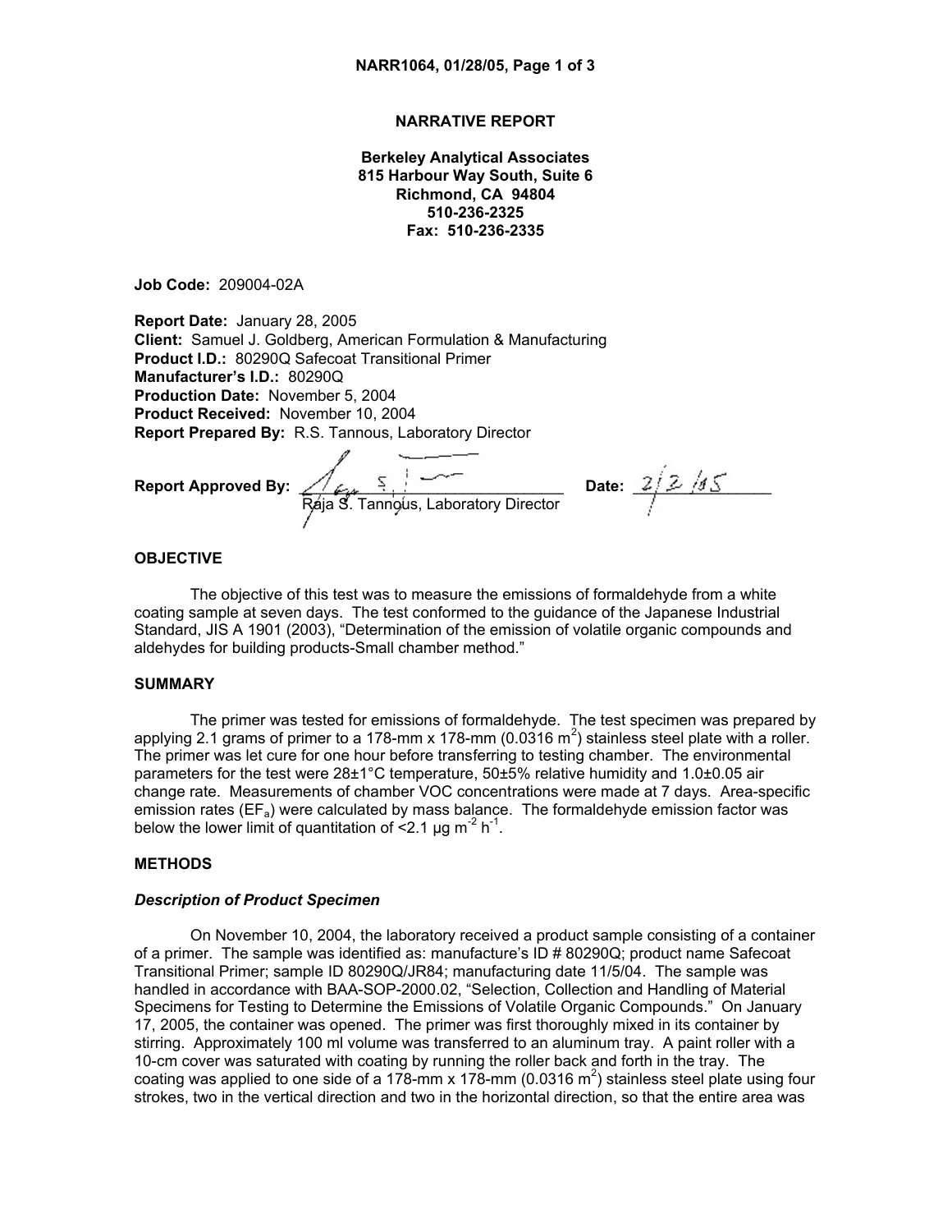# NARRATIVE REPORT

**Berkeley Analytical Associates**
**815 Harbour Way South, Suite 6**
**Richmond, CA 94804**
**510-236-2325**
**Fax: 510-236-2335**

**Job Code:** 209004-02A

**Report Date:** January 28, 2005
**Client:** Samuel J. Goldberg, American Formulation & Manufacturing
**Product I.D.:** 80290Q Safecoat Transitional Primer
**Manufacturer's I.D.:** 80290Q
**Production Date:** November 5, 2004
**Product Received:** November 10, 2004
**Report Prepared By:** R.S. Tannous, Laboratory Director

**Report Approved By:** Raja S. Tannous, Laboratory Director **Date:** 2/2/05

## OBJECTIVE

The objective of this test was to measure the emissions of formaldehyde from a white coating sample at seven days. The test conformed to the guidance of the Japanese Industrial Standard, JIS A 1901 (2003), "Determination of the emission of volatile organic compounds and aldehydes for building products-Small chamber method."

## SUMMARY

The primer was tested for emissions of formaldehyde. The test specimen was prepared by applying 2.1 grams of primer to a 178-mm x 178-mm (0.0316 $m^2$) stainless steel plate with a roller. The primer was let cure for one hour before transferring to testing chamber. The environmental parameters for the test were 28±1°C temperature, 50±5% relative humidity and 1.0±0.05 air change rate. Measurements of chamber VOC concentrations were made at 7 days. Area-specific emission rates ($EF_a$) were calculated by mass balance. The formaldehyde emission factor was below the lower limit of quantitation of <2.1 µg $m^{-2}$ $h^{-1}$.

## METHODS

### *Description of Product Specimen*

On November 10, 2004, the laboratory received a product sample consisting of a container of a primer. The sample was identified as: manufacture's ID # 80290Q; product name Safecoat Transitional Primer; sample ID 80290Q/JR84; manufacturing date 11/5/04. The sample was handled in accordance with BAA-SOP-2000.02, "Selection, Collection and Handling of Material Specimens for Testing to Determine the Emissions of Volatile Organic Compounds." On January 17, 2005, the container was opened. The primer was first thoroughly mixed in its container by stirring. Approximately 100 ml volume was transferred to an aluminum tray. A paint roller with a 10-cm cover was saturated with coating by running the roller back and forth in the tray. The coating was applied to one side of a 178-mm x 178-mm (0.0316 $m^2$) stainless steel plate using four strokes, two in the vertical direction and two in the horizontal direction, so that the entire area was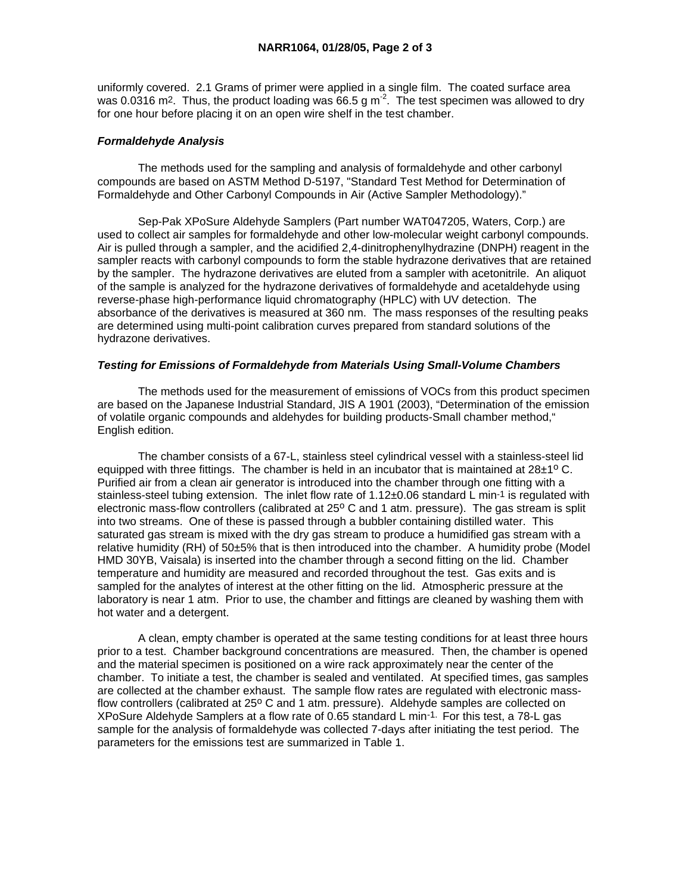uniformly covered. 2.1 Grams of primer were applied in a single film. The coated surface area was 0.0316 $m^2$. Thus, the product loading was 66.5 g $m^{-2}$. The test specimen was allowed to dry for one hour before placing it on an open wire shelf in the test chamber.

### *Formaldehyde Analysis*

The methods used for the sampling and analysis of formaldehyde and other carbonyl compounds are based on ASTM Method D-5197, "Standard Test Method for Determination of Formaldehyde and Other Carbonyl Compounds in Air (Active Sampler Methodology)."

Sep-Pak XPoSure Aldehyde Samplers (Part number WAT047205, Waters, Corp.) are used to collect air samples for formaldehyde and other low-molecular weight carbonyl compounds. Air is pulled through a sampler, and the acidified 2,4-dinitrophenylhydrazine (DNPH) reagent in the sampler reacts with carbonyl compounds to form the stable hydrazone derivatives that are retained by the sampler. The hydrazone derivatives are eluted from a sampler with acetonitrile. An aliquot of the sample is analyzed for the hydrazone derivatives of formaldehyde and acetaldehyde using reverse-phase high-performance liquid chromatography (HPLC) with UV detection. The absorbance of the derivatives is measured at 360 nm. The mass responses of the resulting peaks are determined using multi-point calibration curves prepared from standard solutions of the hydrazone derivatives.

### *Testing for Emissions of Formaldehyde from Materials Using Small-Volume Chambers*

The methods used for the measurement of emissions of VOCs from this product specimen are based on the Japanese Industrial Standard, JIS A 1901 (2003), "Determination of the emission of volatile organic compounds and aldehydes for building products-Small chamber method," English edition.

The chamber consists of a 67-L, stainless steel cylindrical vessel with a stainless-steel lid equipped with three fittings. The chamber is held in an incubator that is maintained at 28±1º C. Purified air from a clean air generator is introduced into the chamber through one fitting with a stainless-steel tubing extension. The inlet flow rate of 1.12±0.06 standard L $min^{-1}$ is regulated with electronic mass-flow controllers (calibrated at 25º C and 1 atm. pressure). The gas stream is split into two streams. One of these is passed through a bubbler containing distilled water. This saturated gas stream is mixed with the dry gas stream to produce a humidified gas stream with a relative humidity (RH) of 50±5% that is then introduced into the chamber. A humidity probe (Model HMD 30YB, Vaisala) is inserted into the chamber through a second fitting on the lid. Chamber temperature and humidity are measured and recorded throughout the test. Gas exits and is sampled for the analytes of interest at the other fitting on the lid. Atmospheric pressure at the laboratory is near 1 atm. Prior to use, the chamber and fittings are cleaned by washing them with hot water and a detergent.

A clean, empty chamber is operated at the same testing conditions for at least three hours prior to a test. Chamber background concentrations are measured. Then, the chamber is opened and the material specimen is positioned on a wire rack approximately near the center of the chamber. To initiate a test, the chamber is sealed and ventilated. At specified times, gas samples are collected at the chamber exhaust. The sample flow rates are regulated with electronic mass-flow controllers (calibrated at 25º C and 1 atm. pressure). Aldehyde samples are collected on XPoSure Aldehyde Samplers at a flow rate of 0.65 standard L $min^{-1}$. For this test, a 78-L gas sample for the analysis of formaldehyde was collected 7-days after initiating the test period. The parameters for the emissions test are summarized in Table 1.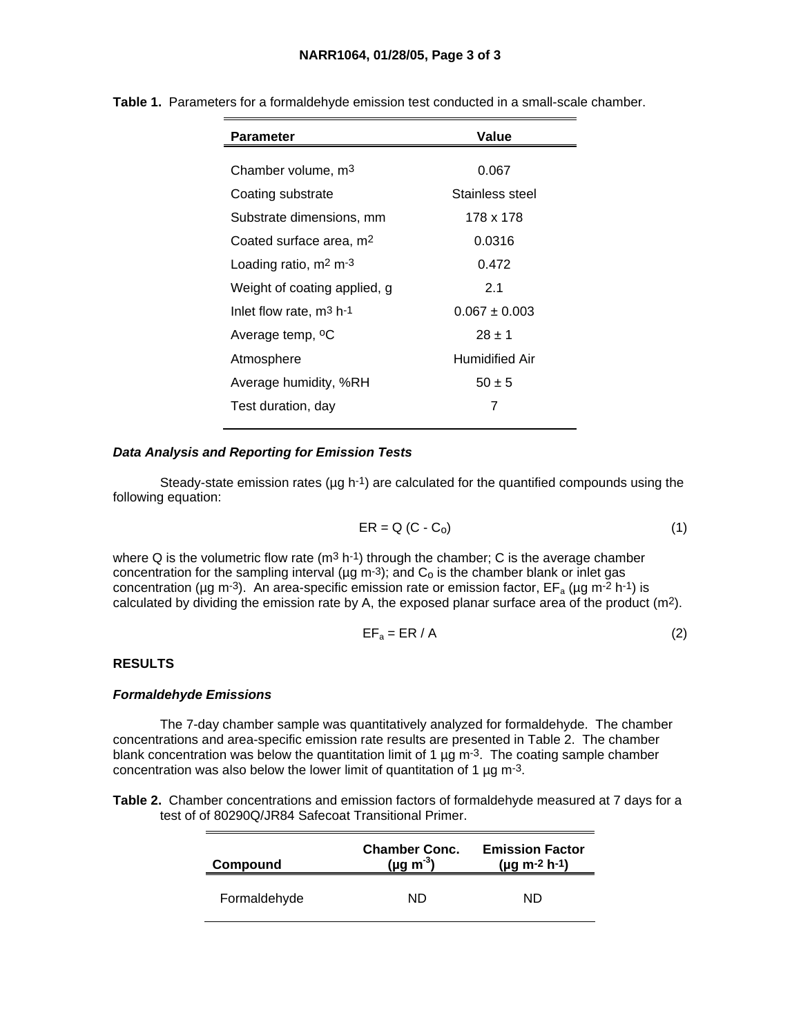**Table 1.** Parameters for a formaldehyde emission test conducted in a small-scale chamber.

| Parameter | Value |
|---|---|
| Chamber volume, $m^3$ | 0.067 |
| Coating substrate | Stainless steel |
| Substrate dimensions, mm | 178 x 178 |
| Coated surface area, $m^2$ | 0.0316 |
| Loading ratio, $m^2$ $m^{-3}$ | 0.472 |
| Weight of coating applied, g | 2.1 |
| Inlet flow rate, $m^3$ $h^{-1}$ | 0.067 ± 0.003 |
| Average temp, ºC | 28 ± 1 |
| Atmosphere | Humidified Air |
| Average humidity, %RH | 50 ± 5 |
| Test duration, day | 7 |

### *Data Analysis and Reporting for Emission Tests*

Steady-state emission rates (µg $h^{-1}$) are calculated for the quantified compounds using the following equation:

$$ER = Q\,(C - C_o) \tag{1}$$

where Q is the volumetric flow rate ($m^3$ $h^{-1}$) through the chamber; C is the average chamber concentration for the sampling interval (µg $m^{-3}$); and $C_o$ is the chamber blank or inlet gas concentration (µg $m^{-3}$). An area-specific emission rate or emission factor, $EF_a$ (µg $m^{-2}$ $h^{-1}$) is calculated by dividing the emission rate by A, the exposed planar surface area of the product ($m^2$).

$$EF_a = ER / A \tag{2}$$

## RESULTS

### *Formaldehyde Emissions*

The 7-day chamber sample was quantitatively analyzed for formaldehyde. The chamber concentrations and area-specific emission rate results are presented in Table 2. The chamber blank concentration was below the quantitation limit of 1 µg $m^{-3}$. The coating sample chamber concentration was also below the lower limit of quantitation of 1 µg $m^{-3}$.

**Table 2.** Chamber concentrations and emission factors of formaldehyde measured at 7 days for a test of of 80290Q/JR84 Safecoat Transitional Primer.

| Compound | Chamber Conc. (µg $m^{-3}$) | Emission Factor (µg $m^{-2}$ $h^{-1}$) |
|---|---|---|
| Formaldehyde | ND | ND |